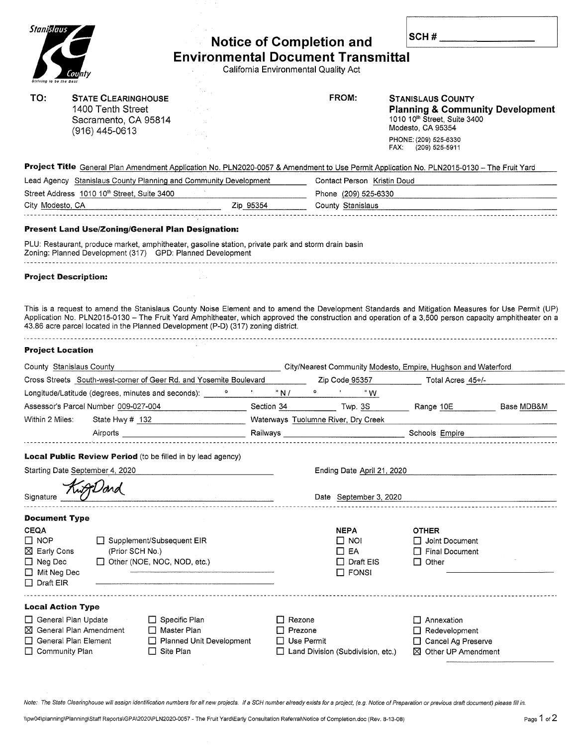Stanislaus County
Striving to be the Best

# Notice of Completion and Environmental Document Transmittal

California Environmental Quality Act

SCH # ____________

**TO:** STATE CLEARINGHOUSE
1400 Tenth Street
Sacramento, CA 95814
(916) 445-0613

**FROM:** STANISLAUS COUNTY
**Planning & Community Development**
1010 10th Street, Suite 3400
Modesto, CA 95354
PHONE: (209) 525-6330
FAX: (209) 525-5911

**Project Title** General Plan Amendment Application No. PLN2020-0057 & Amendment to Use Permit Application No. PLN2015-0130 – The Fruit Yard

Lead Agency Stanislaus County Planning and Community Development
Contact Person Kristin Doud
Street Address 1010 10th Street, Suite 3400
Phone (209) 525-6330
City Modesto, CA
Zip 95354
County Stanislaus

**Present Land Use/Zoning/General Plan Designation:**

PLU: Restaurant, produce market, amphitheater, gasoline station, private park and storm drain basin
Zoning: Planned Development (317) GPD: Planned Development

**Project Description:**

This is a request to amend the Stanislaus County Noise Element and to amend the Development Standards and Mitigation Measures for Use Permit (UP) Application No. PLN2015-0130 – The Fruit Yard Amphitheater, which approved the construction and operation of a 3,500 person capacity amphitheater on a 43.86 acre parcel located in the Planned Development (P-D) (317) zoning district.

**Project Location**

County Stanislaus County
City/Nearest Community Modesto, Empire, Hughson and Waterford
Cross Streets South-west-corner of Geer Rd. and Yosemite Boulevard
Zip Code 95357
Total Acres 45+/-
Longitude/Latitude (degrees, minutes and seconds): ____ ° ____ ' ____ " N / ____ ° ____ ' ____ " W
Assessor's Parcel Number 009-027-004
Section 34
Twp. 3S
Range 10E
Base MDB&M
Within 2 Miles: State Hwy # 132
Waterways Tuolumne River, Dry Creek
Airports ____________
Railways ____________
Schools Empire

**Local Public Review Period** (to be filled in by lead agency)

Starting Date September 4, 2020
Ending Date April 21, 2020

Signature [signature]
Date September 3, 2020

**Document Type**

**CEQA**
- ☐ NOP
- ☒ Early Cons
- ☐ Neg Dec
- ☐ Mit Neg Dec
- ☐ Draft EIR
- ☐ Supplement/Subsequent EIR (Prior SCH No.)
- ☐ Other (NOE, NOC, NOD, etc.)

**NEPA**
- ☐ NOI
- ☐ EA
- ☐ Draft EIS
- ☐ FONSI

**OTHER**
- ☐ Joint Document
- ☐ Final Document
- ☐ Other

**Local Action Type**

- ☐ General Plan Update
- ☒ General Plan Amendment
- ☐ General Plan Element
- ☐ Community Plan
- ☐ Specific Plan
- ☐ Master Plan
- ☐ Planned Unit Development
- ☐ Site Plan
- ☐ Rezone
- ☐ Prezone
- ☐ Use Permit
- ☐ Land Division (Subdivision, etc.)
- ☐ Annexation
- ☐ Redevelopment
- ☐ Cancel Ag Preserve
- ☒ Other UP Amendment

*Note: The State Clearinghouse will assign identification numbers for all new projects. If a SCH number already exists for a project, (e.g. Notice of Preparation or previous draft document) please fill in.*

\\pw04\planning\Planning\Staff Reports\GPA\2020\PLN2020-0057 - The Fruit Yard\Early Consultation Referral\Notice of Completion.doc (Rev. 8-13-08)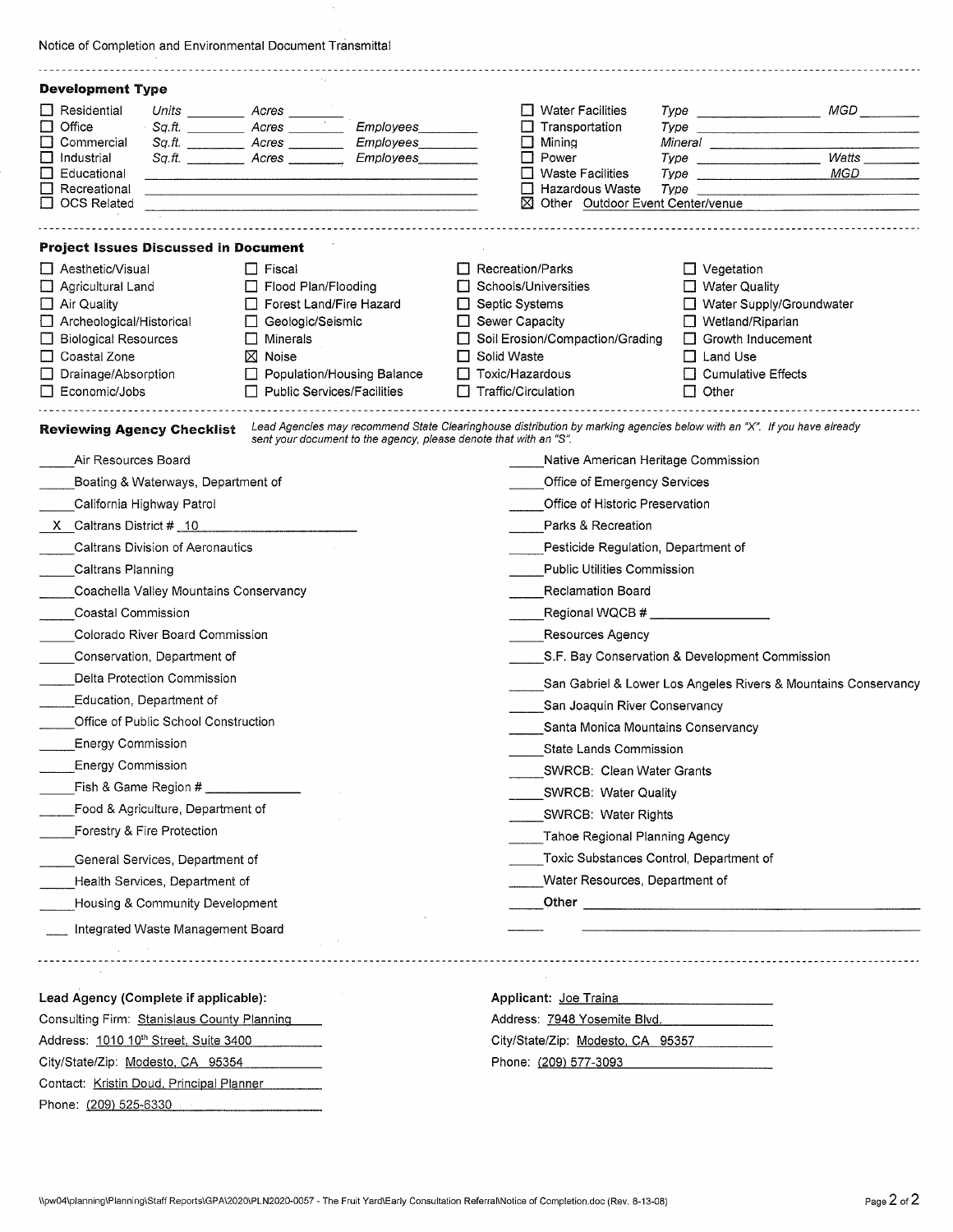Notice of Completion and Environmental Document Transmittal

## Development Type

- ☐ Residential Units ________ Acres ________
- ☐ Office Sq.ft. ________ Acres ________ Employees ________
- ☐ Commercial Sq.ft. ________ Acres ________ Employees ________
- ☐ Industrial Sq.ft. ________ Acres ________ Employees ________
- ☐ Educational
- ☐ Recreational
- ☐ OCS Related
- ☐ Water Facilities Type ________ MGD ________
- ☐ Transportation Type ________
- ☐ Mining Mineral ________
- ☐ Power Type ________ Watts ________
- ☐ Waste Facilities Type ________ MGD ________
- ☐ Hazardous Waste Type ________
- ☒ Other Outdoor Event Center/venue

## Project Issues Discussed in Document

- ☐ Aesthetic/Visual
- ☐ Agricultural Land
- ☐ Air Quality
- ☐ Archeological/Historical
- ☐ Biological Resources
- ☐ Coastal Zone
- ☐ Drainage/Absorption
- ☐ Economic/Jobs
- ☐ Fiscal
- ☐ Flood Plan/Flooding
- ☐ Forest Land/Fire Hazard
- ☐ Geologic/Seismic
- ☐ Minerals
- ☒ Noise
- ☐ Population/Housing Balance
- ☐ Public Services/Facilities
- ☐ Recreation/Parks
- ☐ Schools/Universities
- ☐ Septic Systems
- ☐ Sewer Capacity
- ☐ Soil Erosion/Compaction/Grading
- ☐ Solid Waste
- ☐ Toxic/Hazardous
- ☐ Traffic/Circulation
- ☐ Vegetation
- ☐ Water Quality
- ☐ Water Supply/Groundwater
- ☐ Wetland/Riparian
- ☐ Growth Inducement
- ☐ Land Use
- ☐ Cumulative Effects
- ☐ Other

## Reviewing Agency Checklist

*Lead Agencies may recommend State Clearinghouse distribution by marking agencies below with an "X". If you have already sent your document to the agency, please denote that with an "S".*

____ Air Resources Board
____ Boating & Waterways, Department of
____ California Highway Patrol
X Caltrans District # 10
____ Caltrans Division of Aeronautics
____ Caltrans Planning
____ Coachella Valley Mountains Conservancy
____ Coastal Commission
____ Colorado River Board Commission
____ Conservation, Department of
____ Delta Protection Commission
____ Education, Department of
____ Office of Public School Construction
____ Energy Commission
____ Energy Commission
____ Fish & Game Region # ________
____ Food & Agriculture, Department of
____ Forestry & Fire Protection
____ General Services, Department of
____ Health Services, Department of
____ Housing & Community Development
____ Integrated Waste Management Board
____ Native American Heritage Commission
____ Office of Emergency Services
____ Office of Historic Preservation
____ Parks & Recreation
____ Pesticide Regulation, Department of
____ Public Utilities Commission
____ Reclamation Board
____ Regional WQCB # ________
____ Resources Agency
____ S.F. Bay Conservation & Development Commission
____ San Gabriel & Lower Los Angeles Rivers & Mountains Conservancy
____ San Joaquin River Conservancy
____ Santa Monica Mountains Conservancy
____ State Lands Commission
____ SWRCB: Clean Water Grants
____ SWRCB: Water Quality
____ SWRCB: Water Rights
____ Tahoe Regional Planning Agency
____ Toxic Substances Control, Department of
____ Water Resources, Department of
____ **Other** ________

**Lead Agency (Complete if applicable):**

Consulting Firm: Stanislaus County Planning
Address: 1010 10th Street, Suite 3400
City/State/Zip: Modesto, CA 95354
Contact: Kristin Doud, Principal Planner
Phone: (209) 525-6330

**Applicant:** Joe Traina
Address: 7948 Yosemite Blvd.
City/State/Zip: Modesto, CA 95357
Phone: (209) 577-3093

\\pw04\planning\Planning\Staff Reports\GPA\2020\PLN2020-0057 - The Fruit Yard\Early Consultation Referral\Notice of Completion.doc (Rev. 8-13-08)